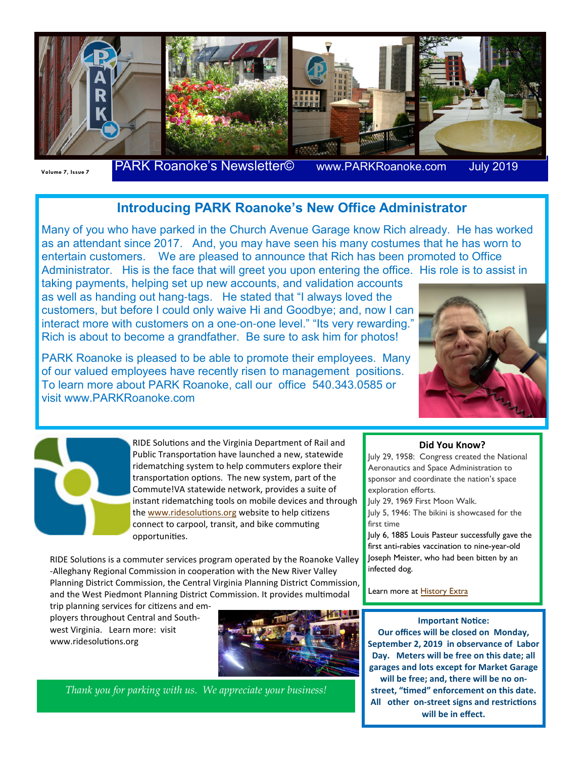PARK Roanoke's Newsletter© www.PARKRoanoke.com July 2019

## Introducing PARK Roanoke's New Office Administrator

Many of you who have parked in the Church Avenue Garage know Rich already. He has worked as an attendant since 2017. And, you may have seen his many costumes that he has worn to entertain customers. We are pleased to announce that Rich has been promoted to Office Administrator. His is the face that will greet you upon entering the office. His role is to assist in taking payments, helping set up new accounts, and validation accounts as well as handing out hang-tags. He stated that "I always loved the customers, but before I could only waive Hi and Goodbye; and, now I can interact more with customers on a one-on-one level." "Its very rewarding." Rich is about to become a grandfather. Be sure to ask him for photos!

PARK Roanoke is pleased to be able to promote their employees. Many of our valued employees have recently risen to management positions. To learn more about PARK Roanoke, call our office 540.343.0585 or visit www.PARKRoanoke.com

RIDE Solutions and the Virginia Department of Rail and Public Transportation have launched a new, statewide ridematching system to help commuters explore their transportation options. The new system, part of the Commute!VA statewide network, provides a suite of instant ridematching tools on mobile devices and through the www.ridesolutions.org website to help citizens connect to carpool, transit, and bike commuting opportunities.

RIDE Solutions is a commuter services program operated by the Roanoke Valley-Alleghany Regional Commission in cooperation with the New River Valley Planning District Commission, the Central Virginia Planning District Commission, and the West Piedmont Planning District Commission. It provides multimodal trip planning services for citizens and employers throughout Central and Southwest Virginia. Learn more: visit www.ridesolutions.org

*Thank you for parking with us. We appreciate your business!*

### Did You Know?

July 29, 1958: Congress created the National Aeronautics and Space Administration to sponsor and coordinate the nation's space exploration efforts.

July 29, 1969 First Moon Walk.

July 5, 1946: The bikini is showcased for the first time

July 6, 1885 Louis Pasteur successfully gave the first anti-rabies vaccination to nine-year-old Joseph Meister, who had been bitten by an infected dog.

Learn more at History Extra

**Important Notice:**

**Our offices will be closed on Monday, September 2, 2019 in observance of Labor Day. Meters will be free on this date; all garages and lots except for Market Garage will be free; and, there will be no on-street, "timed" enforcement on this date. All other on-street signs and restrictions will be in effect.**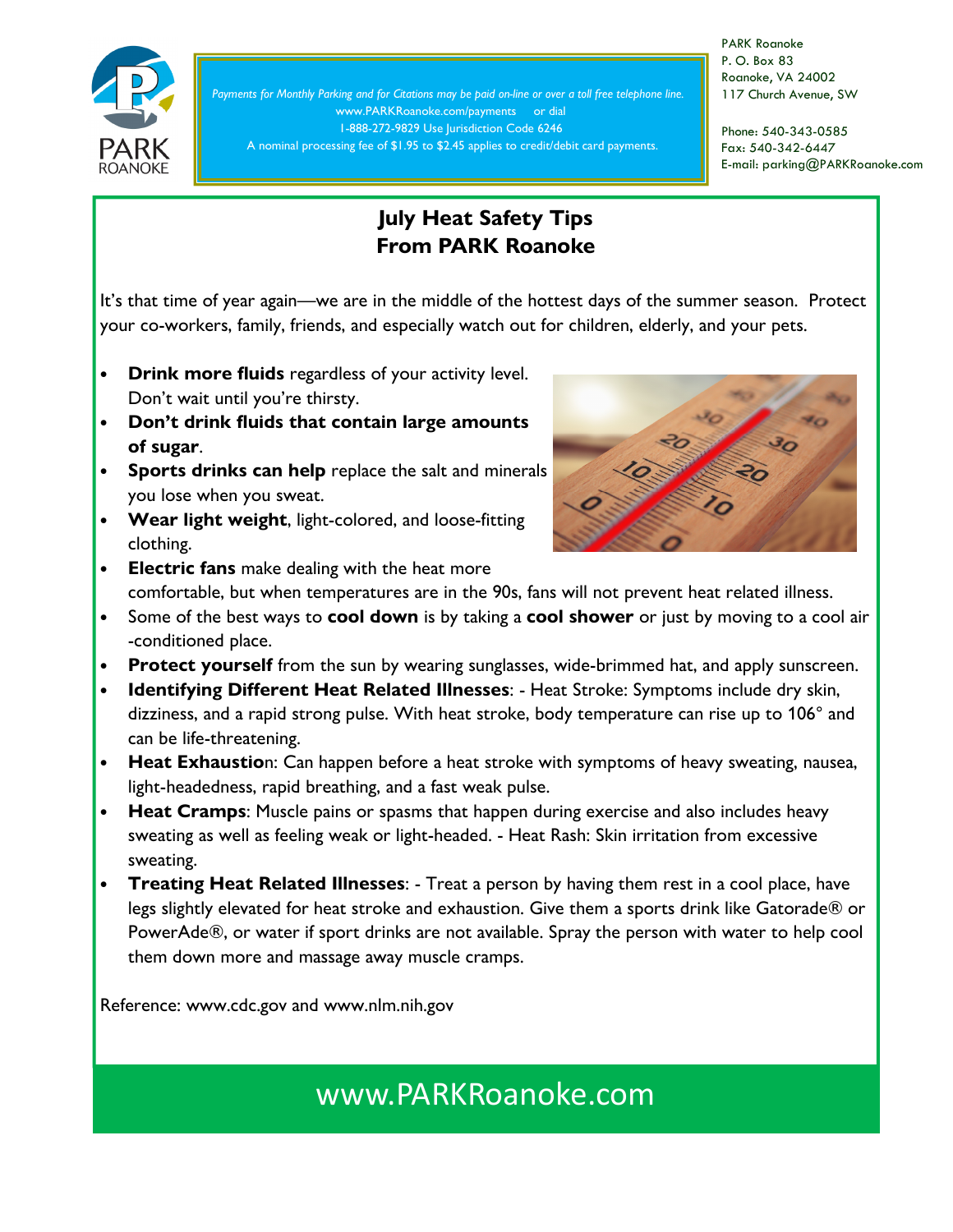PARK ROANOKE

*Payments for Monthly Parking and for Citations may be paid on-line or over a toll free telephone line.*
www.PARKRoanoke.com/payments or dial
1-888-272-9829 Use Jurisdiction Code 6246
A nominal processing fee of $1.95 to $2.45 applies to credit/debit card payments.

PARK Roanoke
P. O. Box 83
Roanoke, VA 24002
117 Church Avenue, SW

Phone: 540-343-0585
Fax: 540-342-6447
E-mail: parking@PARKRoanoke.com

# July Heat Safety Tips
# From PARK Roanoke

It's that time of year again—we are in the middle of the hottest days of the summer season. Protect your co-workers, family, friends, and especially watch out for children, elderly, and your pets.

- **Drink more fluids** regardless of your activity level. Don't wait until you're thirsty.
- **Don't drink fluids that contain large amounts of sugar**.
- **Sports drinks can help** replace the salt and minerals you lose when you sweat.
- **Wear light weight**, light-colored, and loose-fitting clothing.
- **Electric fans** make dealing with the heat more comfortable, but when temperatures are in the 90s, fans will not prevent heat related illness.
- Some of the best ways to **cool down** is by taking a **cool shower** or just by moving to a cool air -conditioned place.
- **Protect yourself** from the sun by wearing sunglasses, wide-brimmed hat, and apply sunscreen.
- **Identifying Different Heat Related Illnesses**: - Heat Stroke: Symptoms include dry skin, dizziness, and a rapid strong pulse. With heat stroke, body temperature can rise up to 106° and can be life-threatening.
- **Heat Exhaustio**n: Can happen before a heat stroke with symptoms of heavy sweating, nausea, light-headedness, rapid breathing, and a fast weak pulse.
- **Heat Cramps**: Muscle pains or spasms that happen during exercise and also includes heavy sweating as well as feeling weak or light-headed. - Heat Rash: Skin irritation from excessive sweating.
- **Treating Heat Related Illnesses**: - Treat a person by having them rest in a cool place, have legs slightly elevated for heat stroke and exhaustion. Give them a sports drink like Gatorade® or PowerAde®, or water if sport drinks are not available. Spray the person with water to help cool them down more and massage away muscle cramps.

Reference: www.cdc.gov and www.nlm.nih.gov

www.PARKRoanoke.com